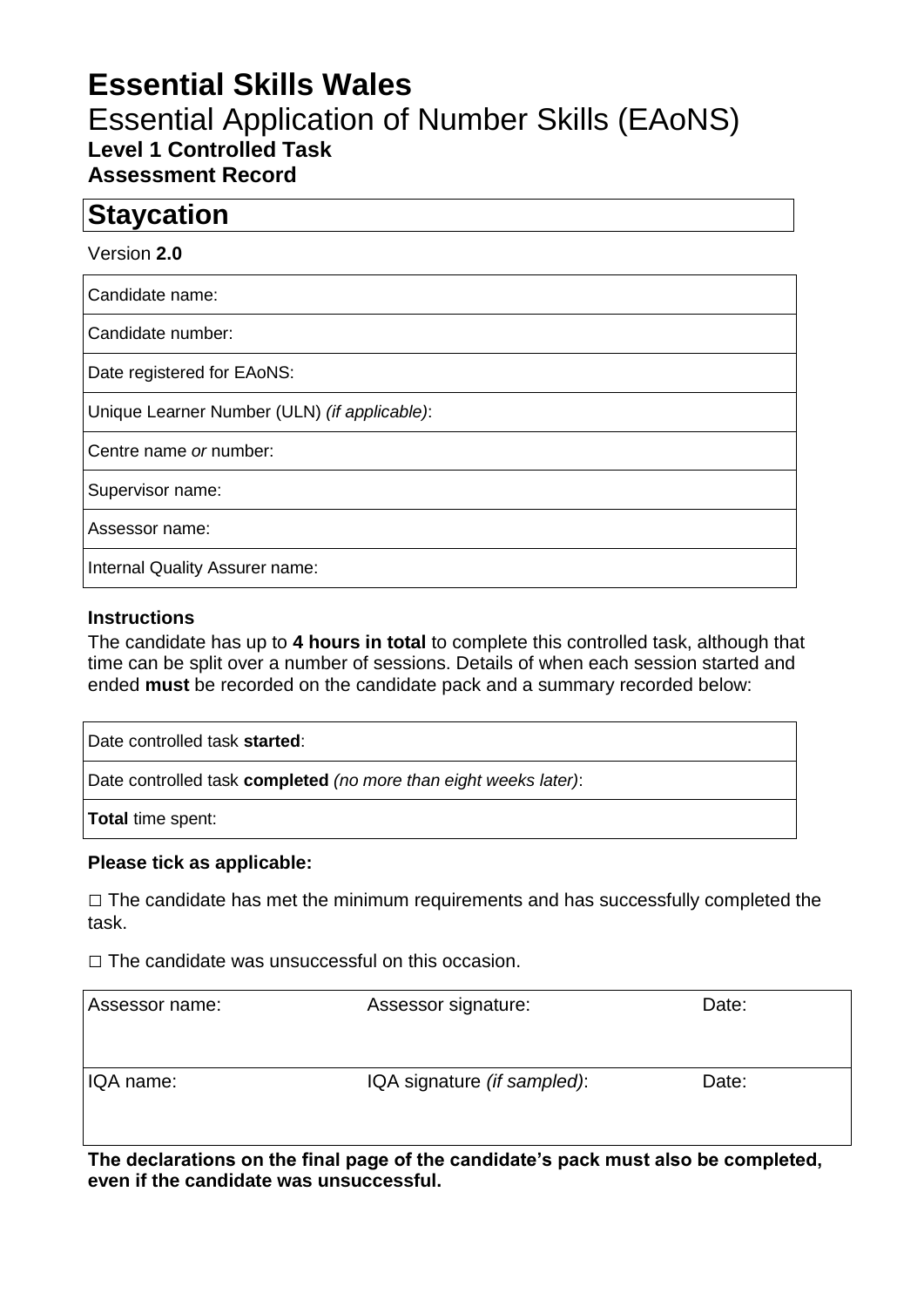# Essential Skills Wales

## Essential Application of Number Skills (EAoNS)

### Level 1 Controlled Task

### Assessment Record

## Staycation

Version **2.0**

| Candidate name: |
|---|
| Candidate number: |
| Date registered for EAoNS: |
| Unique Learner Number (ULN) *(if applicable)*: |
| Centre name *or* number: |
| Supervisor name: |
| Assessor name: |
| Internal Quality Assurer name: |

**Instructions**

The candidate has up to **4 hours in total** to complete this controlled task, although that time can be split over a number of sessions. Details of when each session started and ended **must** be recorded on the candidate pack and a summary recorded below:

| Date controlled task **started**: |
|---|
| Date controlled task **completed** *(no more than eight weeks later)*: |
| **Total** time spent: |

**Please tick as applicable:**

□ The candidate has met the minimum requirements and has successfully completed the task.

□ The candidate was unsuccessful on this occasion.

| Assessor name: | Assessor signature: | Date: |
|---|---|---|
| IQA name: | IQA signature *(if sampled)*: | Date: |

**The declarations on the final page of the candidate's pack must also be completed, even if the candidate was unsuccessful.**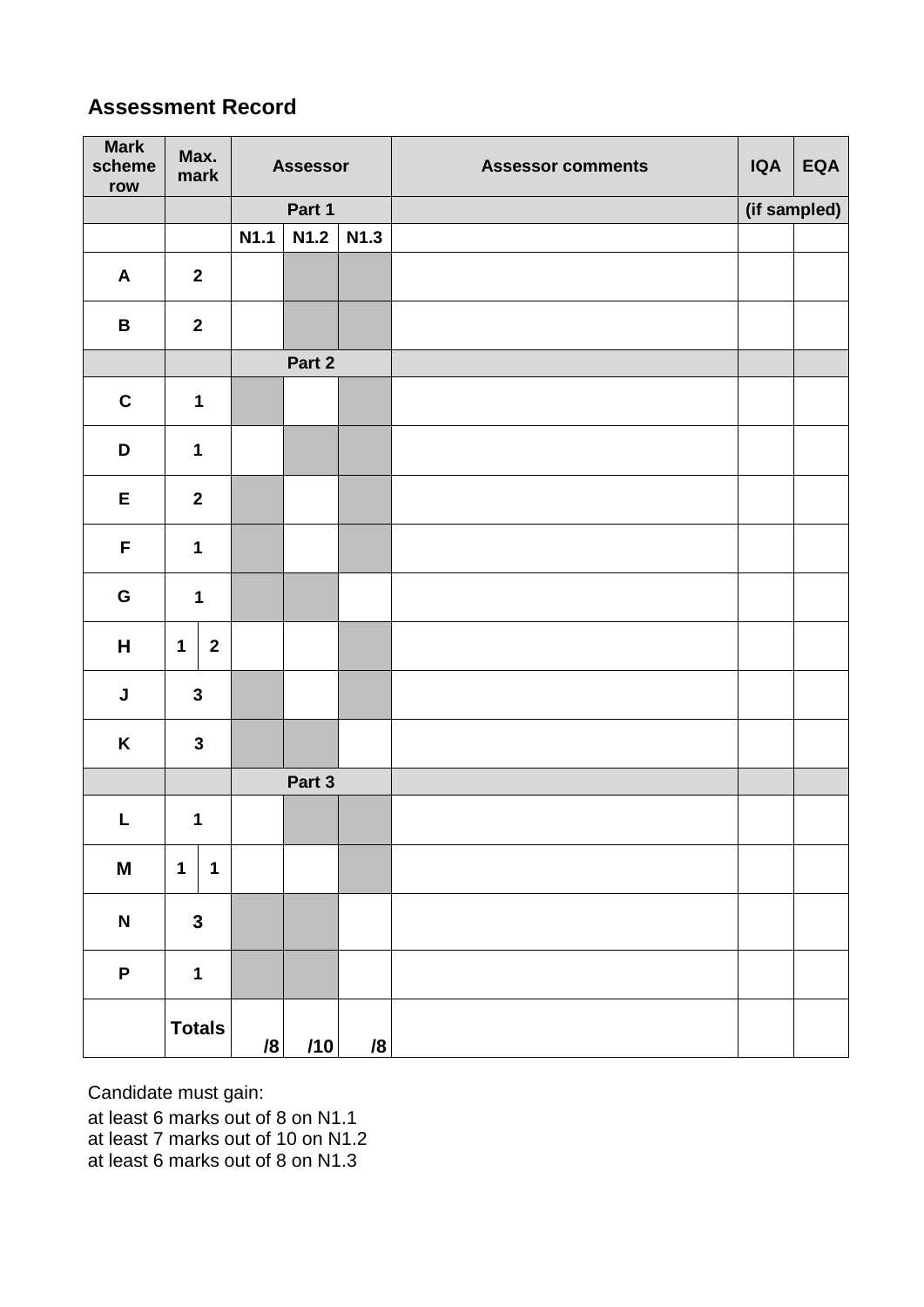## Assessment Record

| Mark scheme row | Max. mark | | Assessor | | | Assessor comments | IQA | EQA |
|---|---|---|---|---|---|---|---|---|
| | | | Part 1 | | | | (if sampled) | |
| | | | N1.1 | N1.2 | N1.3 | | | |
| A | 2 | | | | | | | |
| B | 2 | | | | | | | |
| | | | Part 2 | | | | | |
| C | 1 | | | | | | | |
| D | 1 | | | | | | | |
| E | 2 | | | | | | | |
| F | 1 | | | | | | | |
| G | 1 | | | | | | | |
| H | 1 | 2 | | | | | | |
| J | 3 | | | | | | | |
| K | 3 | | | | | | | |
| | | | Part 3 | | | | | |
| L | 1 | | | | | | | |
| M | 1 | 1 | | | | | | |
| N | 3 | | | | | | | |
| P | 1 | | | | | | | |
| | Totals | | /8 | /10 | /8 | | | |

Candidate must gain:

at least 6 marks out of 8 on N1.1
at least 7 marks out of 10 on N1.2
at least 6 marks out of 8 on N1.3